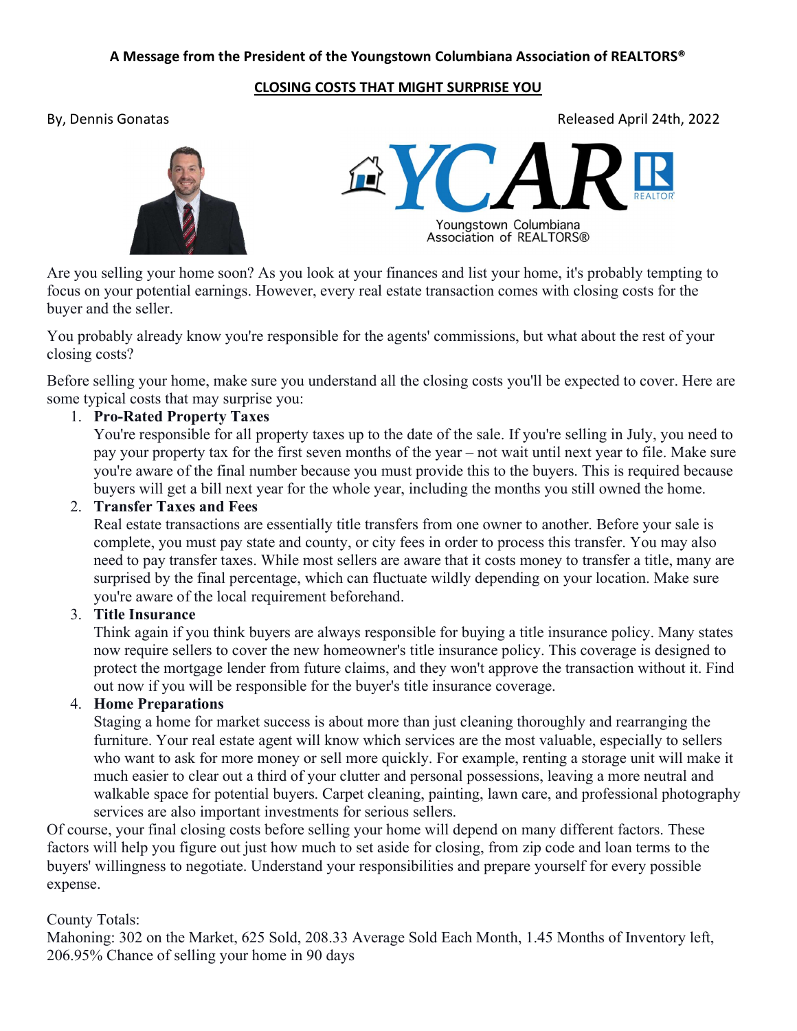**A Message from the President of the Youngstown Columbiana Association of REALTORS®**

## CLOSING COSTS THAT MIGHT SURPRISE YOU

By, Dennis Gonatas

Released April 24th, 2022

YCAR — Youngstown Columbiana Association of REALTORS®

Are you selling your home soon? As you look at your finances and list your home, it's probably tempting to focus on your potential earnings. However, every real estate transaction comes with closing costs for the buyer and the seller.

You probably already know you're responsible for the agents' commissions, but what about the rest of your closing costs?

Before selling your home, make sure you understand all the closing costs you'll be expected to cover. Here are some typical costs that may surprise you:

1. **Pro-Rated Property Taxes**
   You're responsible for all property taxes up to the date of the sale. If you're selling in July, you need to pay your property tax for the first seven months of the year – not wait until next year to file. Make sure you're aware of the final number because you must provide this to the buyers. This is required because buyers will get a bill next year for the whole year, including the months you still owned the home.
2. **Transfer Taxes and Fees**
   Real estate transactions are essentially title transfers from one owner to another. Before your sale is complete, you must pay state and county, or city fees in order to process this transfer. You may also need to pay transfer taxes. While most sellers are aware that it costs money to transfer a title, many are surprised by the final percentage, which can fluctuate wildly depending on your location. Make sure you're aware of the local requirement beforehand.
3. **Title Insurance**
   Think again if you think buyers are always responsible for buying a title insurance policy. Many states now require sellers to cover the new homeowner's title insurance policy. This coverage is designed to protect the mortgage lender from future claims, and they won't approve the transaction without it. Find out now if you will be responsible for the buyer's title insurance coverage.
4. **Home Preparations**
   Staging a home for market success is about more than just cleaning thoroughly and rearranging the furniture. Your real estate agent will know which services are the most valuable, especially to sellers who want to ask for more money or sell more quickly. For example, renting a storage unit will make it much easier to clear out a third of your clutter and personal possessions, leaving a more neutral and walkable space for potential buyers. Carpet cleaning, painting, lawn care, and professional photography services are also important investments for serious sellers.

Of course, your final closing costs before selling your home will depend on many different factors. These factors will help you figure out just how much to set aside for closing, from zip code and loan terms to the buyers' willingness to negotiate. Understand your responsibilities and prepare yourself for every possible expense.

County Totals:
Mahoning: 302 on the Market, 625 Sold, 208.33 Average Sold Each Month, 1.45 Months of Inventory left, 206.95% Chance of selling your home in 90 days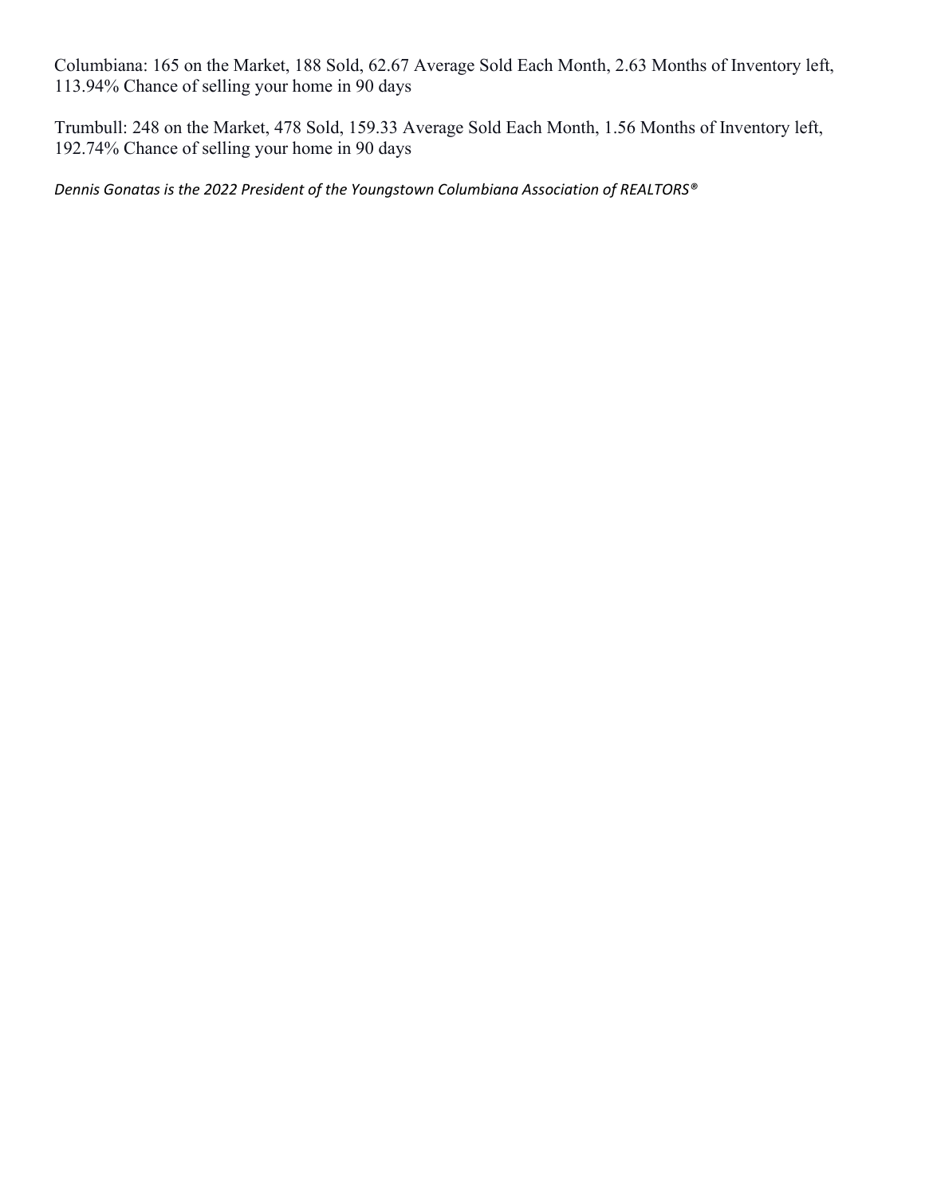Columbiana: 165 on the Market, 188 Sold, 62.67 Average Sold Each Month, 2.63 Months of Inventory left, 113.94% Chance of selling your home in 90 days

Trumbull: 248 on the Market, 478 Sold, 159.33 Average Sold Each Month, 1.56 Months of Inventory left, 192.74% Chance of selling your home in 90 days

*Dennis Gonatas is the 2022 President of the Youngstown Columbiana Association of REALTORS®*